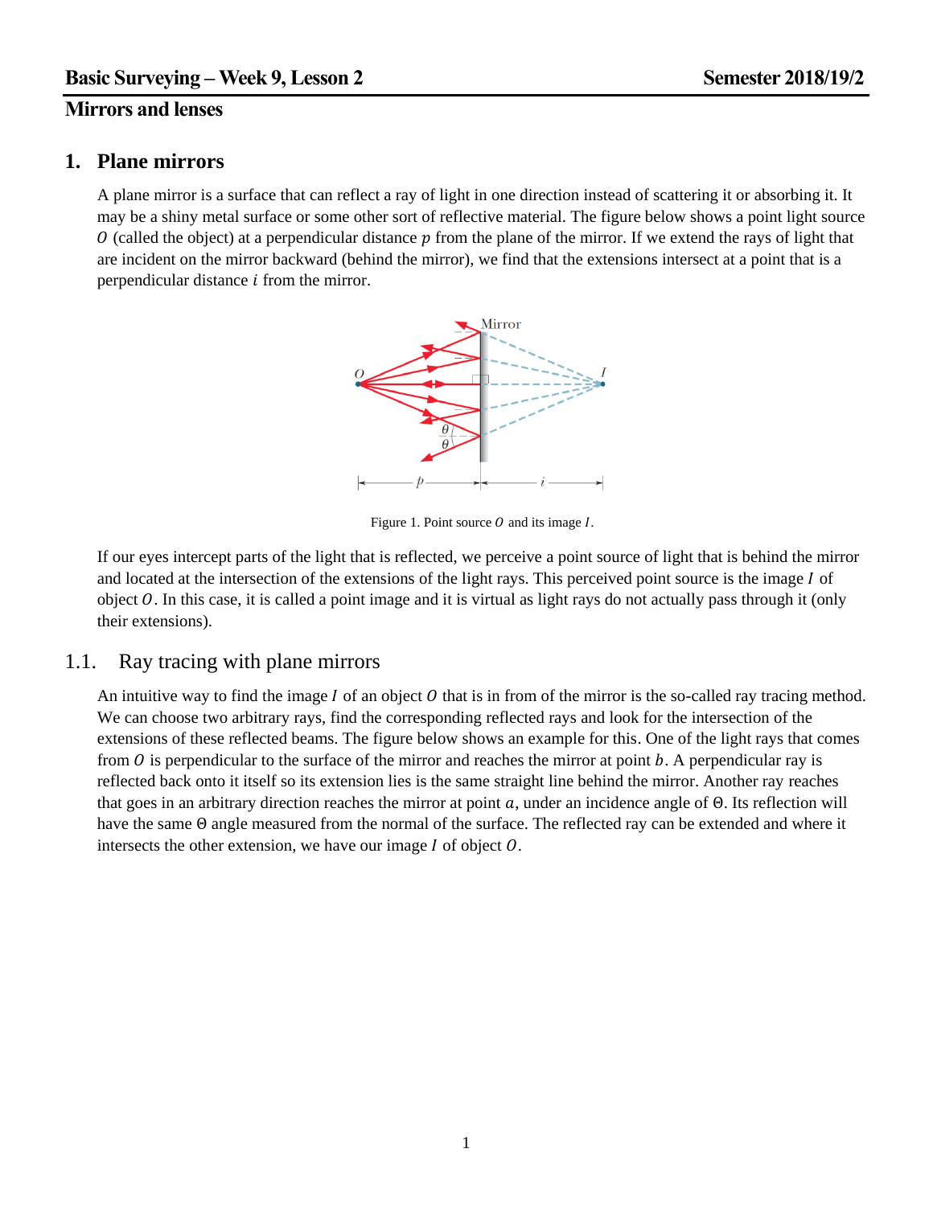## Mirrors and lenses

# 1. Plane mirrors

A plane mirror is a surface that can reflect a ray of light in one direction instead of scattering it or absorbing it. It may be a shiny metal surface or some other sort of reflective material. The figure below shows a point light source $O$ (called the object) at a perpendicular distance $p$ from the plane of the mirror. If we extend the rays of light that are incident on the mirror backward (behind the mirror), we find that the extensions intersect at a point that is a perpendicular distance $i$ from the mirror.

Figure 1. Point source $O$ and its image $I$.

If our eyes intercept parts of the light that is reflected, we perceive a point source of light that is behind the mirror and located at the intersection of the extensions of the light rays. This perceived point source is the image $I$ of object $O$. In this case, it is called a point image and it is virtual as light rays do not actually pass through it (only their extensions).

## 1.1. Ray tracing with plane mirrors

An intuitive way to find the image $I$ of an object $O$ that is in from of the mirror is the so-called ray tracing method. We can choose two arbitrary rays, find the corresponding reflected rays and look for the intersection of the extensions of these reflected beams. The figure below shows an example for this. One of the light rays that comes from $O$ is perpendicular to the surface of the mirror and reaches the mirror at point $b$. A perpendicular ray is reflected back onto it itself so its extension lies is the same straight line behind the mirror. Another ray reaches that goes in an arbitrary direction reaches the mirror at point $a$, under an incidence angle of $\Theta$. Its reflection will have the same $\Theta$ angle measured from the normal of the surface. The reflected ray can be extended and where it intersects the other extension, we have our image $I$ of object $O$.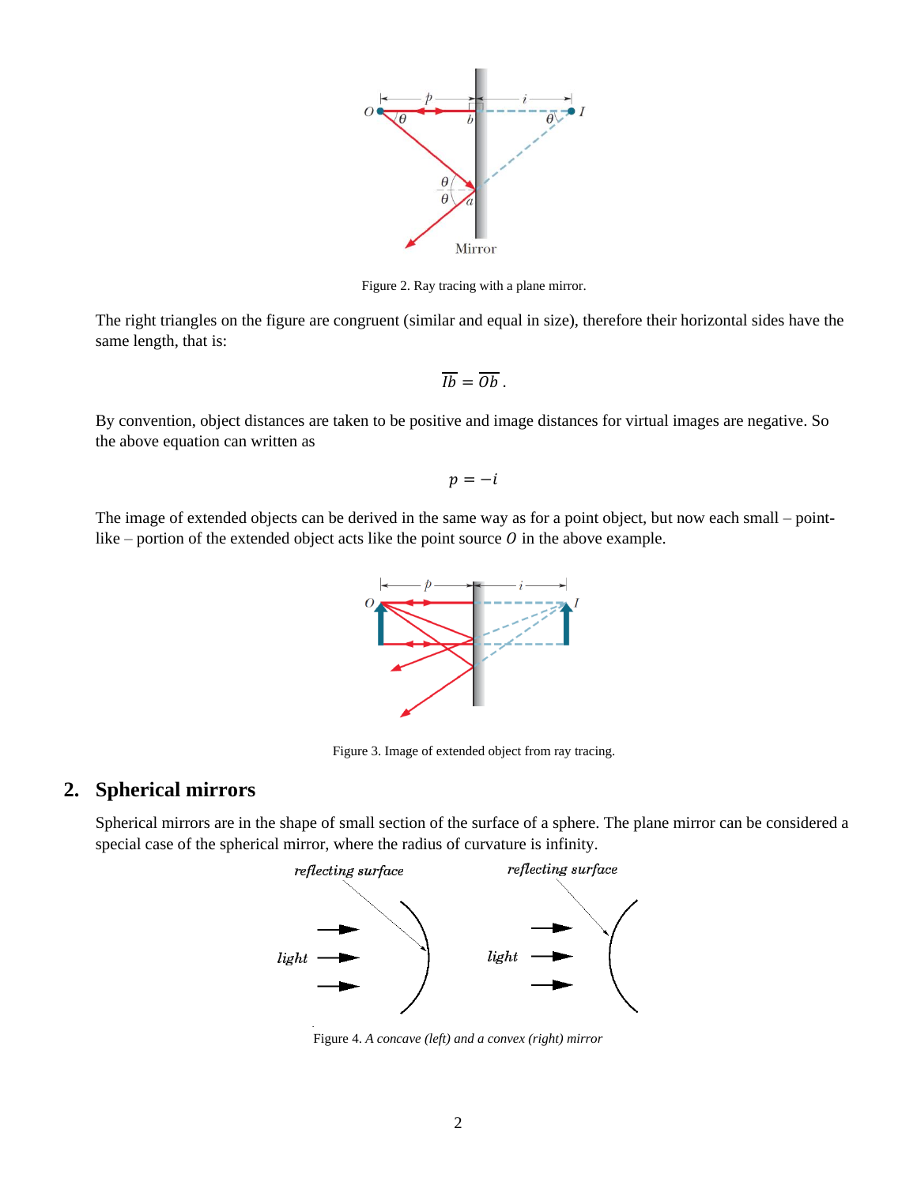Figure 2. Ray tracing with a plane mirror.

The right triangles on the figure are congruent (similar and equal in size), therefore their horizontal sides have the same length, that is:

$$\overline{Ib} = \overline{Ob}\,.$$

By convention, object distances are taken to be positive and image distances for virtual images are negative. So the above equation can written as

$$p = -i$$

The image of extended objects can be derived in the same way as for a point object, but now each small – point-like – portion of the extended object acts like the point source $O$ in the above example.

Figure 3. Image of extended object from ray tracing.

## 2. Spherical mirrors

Spherical mirrors are in the shape of small section of the surface of a sphere. The plane mirror can be considered a special case of the spherical mirror, where the radius of curvature is infinity.

Figure 4. *A concave (left) and a convex (right) mirror*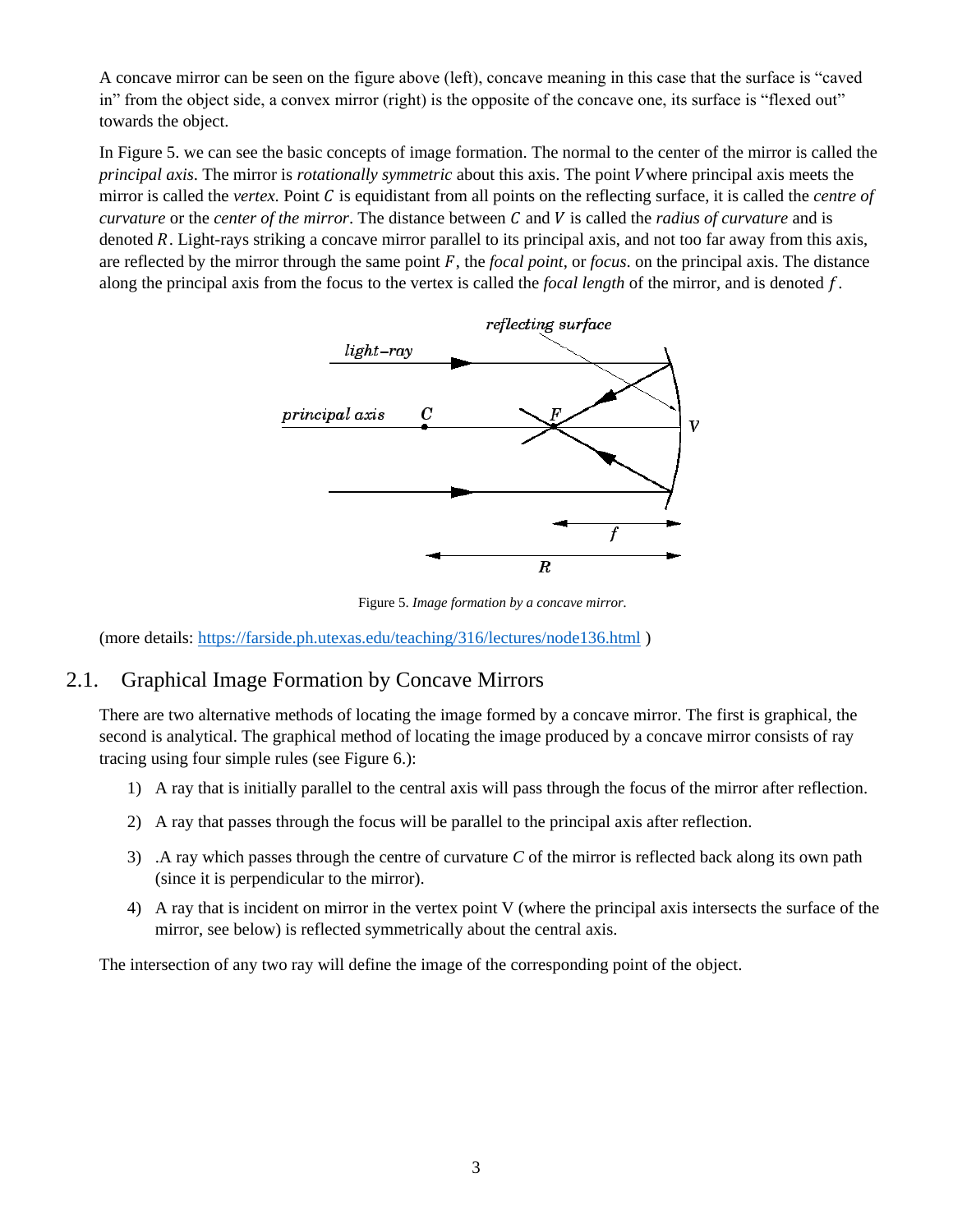A concave mirror can be seen on the figure above (left), concave meaning in this case that the surface is "caved in" from the object side, a convex mirror (right) is the opposite of the concave one, its surface is "flexed out" towards the object.

In Figure 5. we can see the basic concepts of image formation. The normal to the center of the mirror is called the *principal axis*. The mirror is *rotationally symmetric* about this axis. The point $V$ where principal axis meets the mirror is called the *vertex*. Point $C$ is equidistant from all points on the reflecting surface, it is called the *centre of curvature* or the *center of the mirror*. The distance between $C$ and $V$ is called the *radius of curvature* and is denoted $R$. Light-rays striking a concave mirror parallel to its principal axis, and not too far away from this axis, are reflected by the mirror through the same point $F$, the *focal point*, or *focus*. on the principal axis. The distance along the principal axis from the focus to the vertex is called the *focal length* of the mirror, and is denoted $f$.

Figure 5. *Image formation by a concave mirror.*

(more details: https://farside.ph.utexas.edu/teaching/316/lectures/node136.html )

## 2.1. Graphical Image Formation by Concave Mirrors

There are two alternative methods of locating the image formed by a concave mirror. The first is graphical, the second is analytical. The graphical method of locating the image produced by a concave mirror consists of ray tracing using four simple rules (see Figure 6.):

1) A ray that is initially parallel to the central axis will pass through the focus of the mirror after reflection.
2) A ray that passes through the focus will be parallel to the principal axis after reflection.
3) .A ray which passes through the centre of curvature $C$ of the mirror is reflected back along its own path (since it is perpendicular to the mirror).
4) A ray that is incident on mirror in the vertex point V (where the principal axis intersects the surface of the mirror, see below) is reflected symmetrically about the central axis.

The intersection of any two ray will define the image of the corresponding point of the object.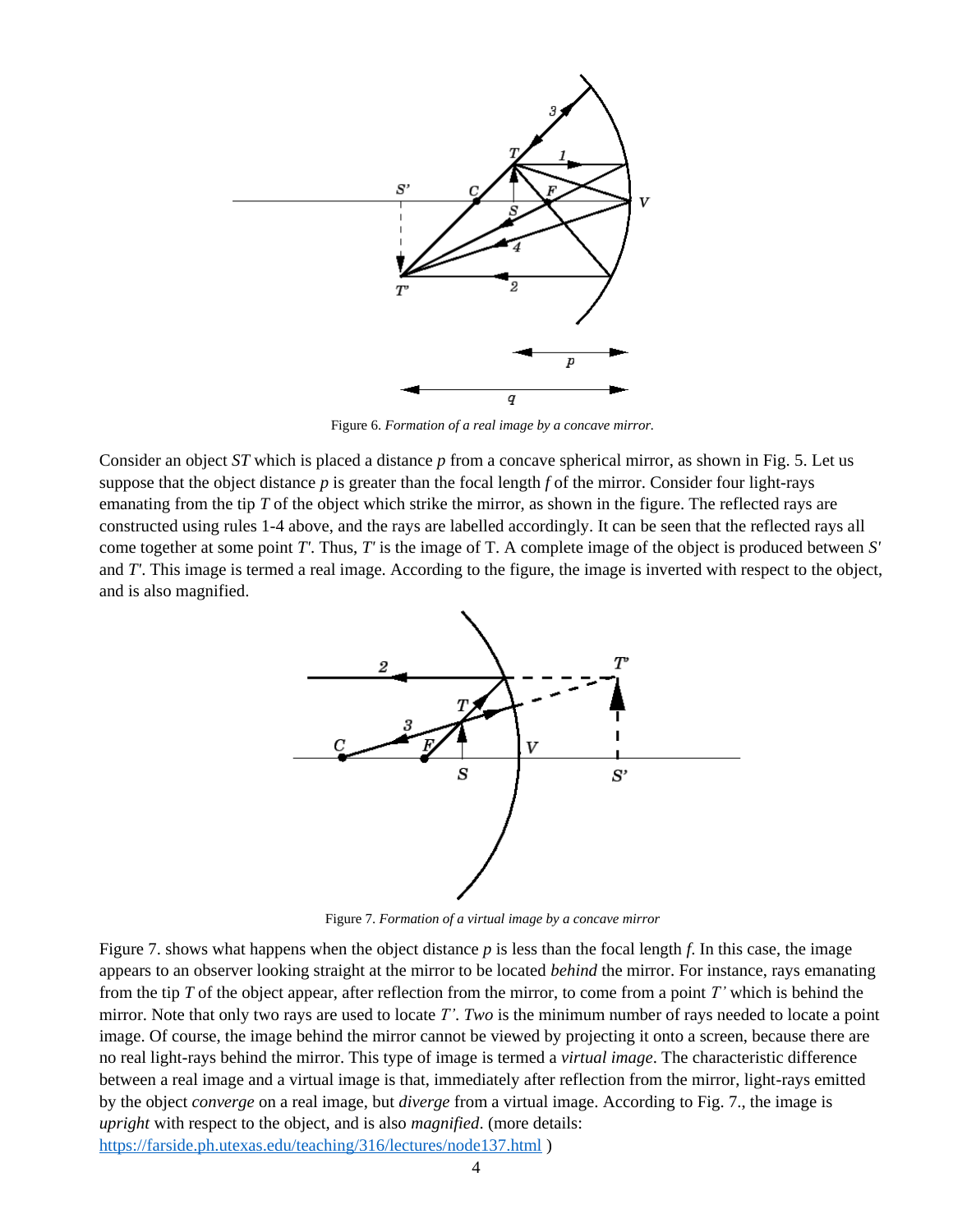Figure 6. *Formation of a real image by a concave mirror.*

Consider an object *ST* which is placed a distance *p* from a concave spherical mirror, as shown in Fig. 5. Let us suppose that the object distance *p* is greater than the focal length *f* of the mirror. Consider four light-rays emanating from the tip *T* of the object which strike the mirror, as shown in the figure. The reflected rays are constructed using rules 1-4 above, and the rays are labelled accordingly. It can be seen that the reflected rays all come together at some point *T*′. Thus, *T*′ is the image of T. A complete image of the object is produced between *S*′ and *T*′. This image is termed a real image. According to the figure, the image is inverted with respect to the object, and is also magnified.

Figure 7. *Formation of a virtual image by a concave mirror*

Figure 7. shows what happens when the object distance *p* is less than the focal length *f*. In this case, the image appears to an observer looking straight at the mirror to be located *behind* the mirror. For instance, rays emanating from the tip *T* of the object appear, after reflection from the mirror, to come from a point *T'* which is behind the mirror. Note that only two rays are used to locate *T'*. *Two* is the minimum number of rays needed to locate a point image. Of course, the image behind the mirror cannot be viewed by projecting it onto a screen, because there are no real light-rays behind the mirror. This type of image is termed a *virtual image*. The characteristic difference between a real image and a virtual image is that, immediately after reflection from the mirror, light-rays emitted by the object *converge* on a real image, but *diverge* from a virtual image. According to Fig. 7., the image is *upright* with respect to the object, and is also *magnified*. (more details: https://farside.ph.utexas.edu/teaching/316/lectures/node137.html )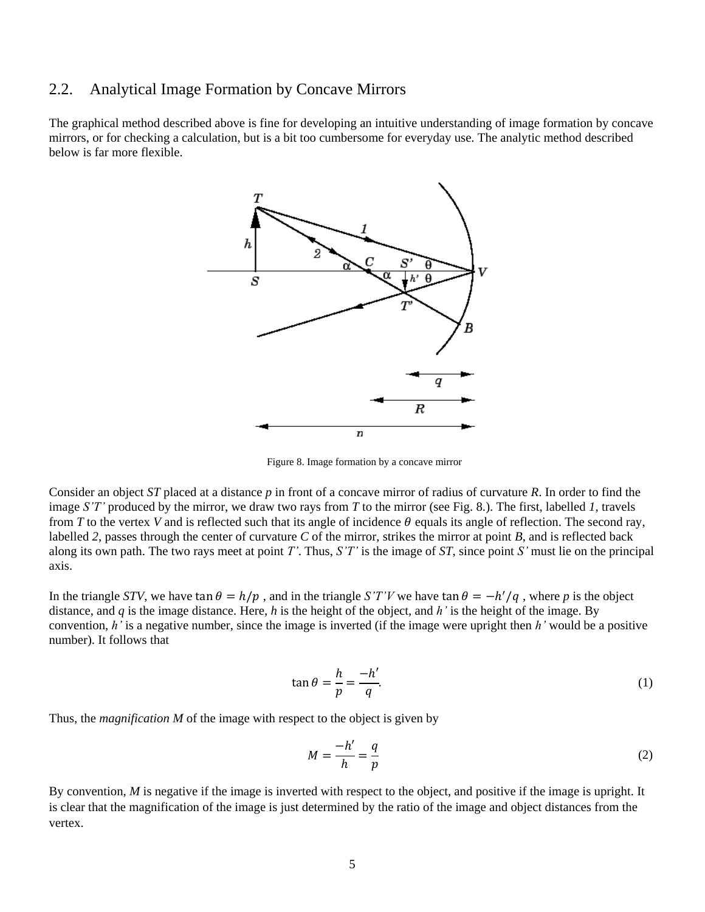## 2.2. Analytical Image Formation by Concave Mirrors

The graphical method described above is fine for developing an intuitive understanding of image formation by concave mirrors, or for checking a calculation, but is a bit too cumbersome for everyday use. The analytic method described below is far more flexible.

Figure 8. Image formation by a concave mirror

Consider an object *ST* placed at a distance *p* in front of a concave mirror of radius of curvature *R*. In order to find the image *S'T'* produced by the mirror, we draw two rays from *T* to the mirror (see Fig. 8.). The first, labelled *1*, travels from *T* to the vertex *V* and is reflected such that its angle of incidence $\theta$ equals its angle of reflection. The second ray, labelled *2*, passes through the center of curvature *C* of the mirror, strikes the mirror at point *B*, and is reflected back along its own path. The two rays meet at point *T'*. Thus, *S'T'* is the image of *ST*, since point *S'* must lie on the principal axis.

In the triangle *STV*, we have $\tan\theta = h/p$ , and in the triangle *S'T'V* we have $\tan\theta = -h'/q$ , where *p* is the object distance, and *q* is the image distance. Here, *h* is the height of the object, and *h'* is the height of the image. By convention, *h'* is a negative number, since the image is inverted (if the image were upright then *h'* would be a positive number). It follows that

$$\tan\theta = \frac{h}{p} = \frac{-h'}{q}. \tag{1}$$

Thus, the *magnification M* of the image with respect to the object is given by

$$M = \frac{-h'}{h} = \frac{q}{p} \tag{2}$$

By convention, *M* is negative if the image is inverted with respect to the object, and positive if the image is upright. It is clear that the magnification of the image is just determined by the ratio of the image and object distances from the vertex.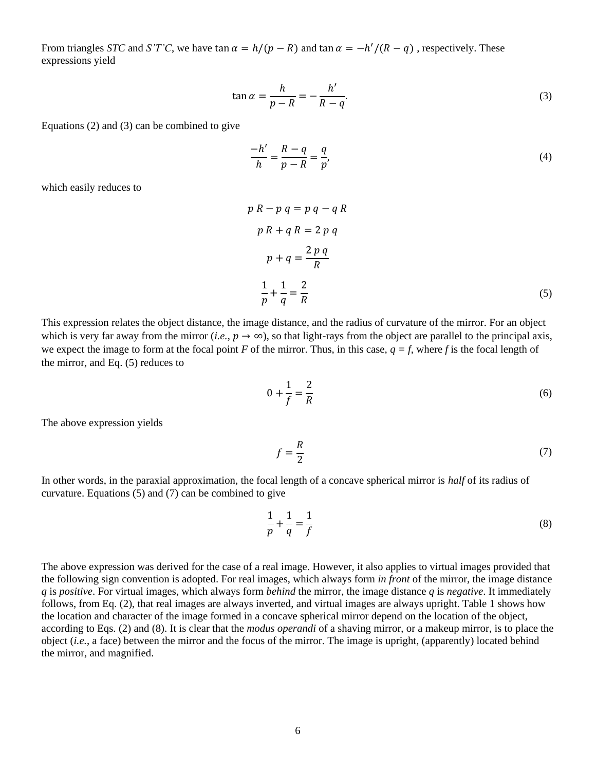From triangles *STC* and *S'T'C*, we have $\tan\alpha = h/(p-R)$ and $\tan\alpha = -h'/(R-q)$ , respectively. These expressions yield

$$\tan\alpha = \frac{h}{p-R} = -\frac{h'}{R-q}. \tag{3}$$

Equations (2) and (3) can be combined to give

$$\frac{-h'}{h} = \frac{R-q}{p-R} = \frac{q}{p}, \tag{4}$$

which easily reduces to

$$p\,R - p\,q = p\,q - q\,R$$

$$p\,R + q\,R = 2\,p\,q$$

$$p + q = \frac{2\,p\,q}{R}$$

$$\frac{1}{p} + \frac{1}{q} = \frac{2}{R} \tag{5}$$

This expression relates the object distance, the image distance, and the radius of curvature of the mirror. For an object which is very far away from the mirror (*i.e.*, $p \to \infty$), so that light-rays from the object are parallel to the principal axis, we expect the image to form at the focal point *F* of the mirror. Thus, in this case, $q = f$, where *f* is the focal length of the mirror, and Eq. (5) reduces to

$$0 + \frac{1}{f} = \frac{2}{R} \tag{6}$$

The above expression yields

$$f = \frac{R}{2} \tag{7}$$

In other words, in the paraxial approximation, the focal length of a concave spherical mirror is *half* of its radius of curvature. Equations (5) and (7) can be combined to give

$$\frac{1}{p} + \frac{1}{q} = \frac{1}{f} \tag{8}$$

The above expression was derived for the case of a real image. However, it also applies to virtual images provided that the following sign convention is adopted. For real images, which always form *in front* of the mirror, the image distance *q* is *positive*. For virtual images, which always form *behind* the mirror, the image distance *q* is *negative*. It immediately follows, from Eq. (2), that real images are always inverted, and virtual images are always upright. Table 1 shows how the location and character of the image formed in a concave spherical mirror depend on the location of the object, according to Eqs. (2) and (8). It is clear that the *modus operandi* of a shaving mirror, or a makeup mirror, is to place the object (*i.e.*, a face) between the mirror and the focus of the mirror. The image is upright, (apparently) located behind the mirror, and magnified.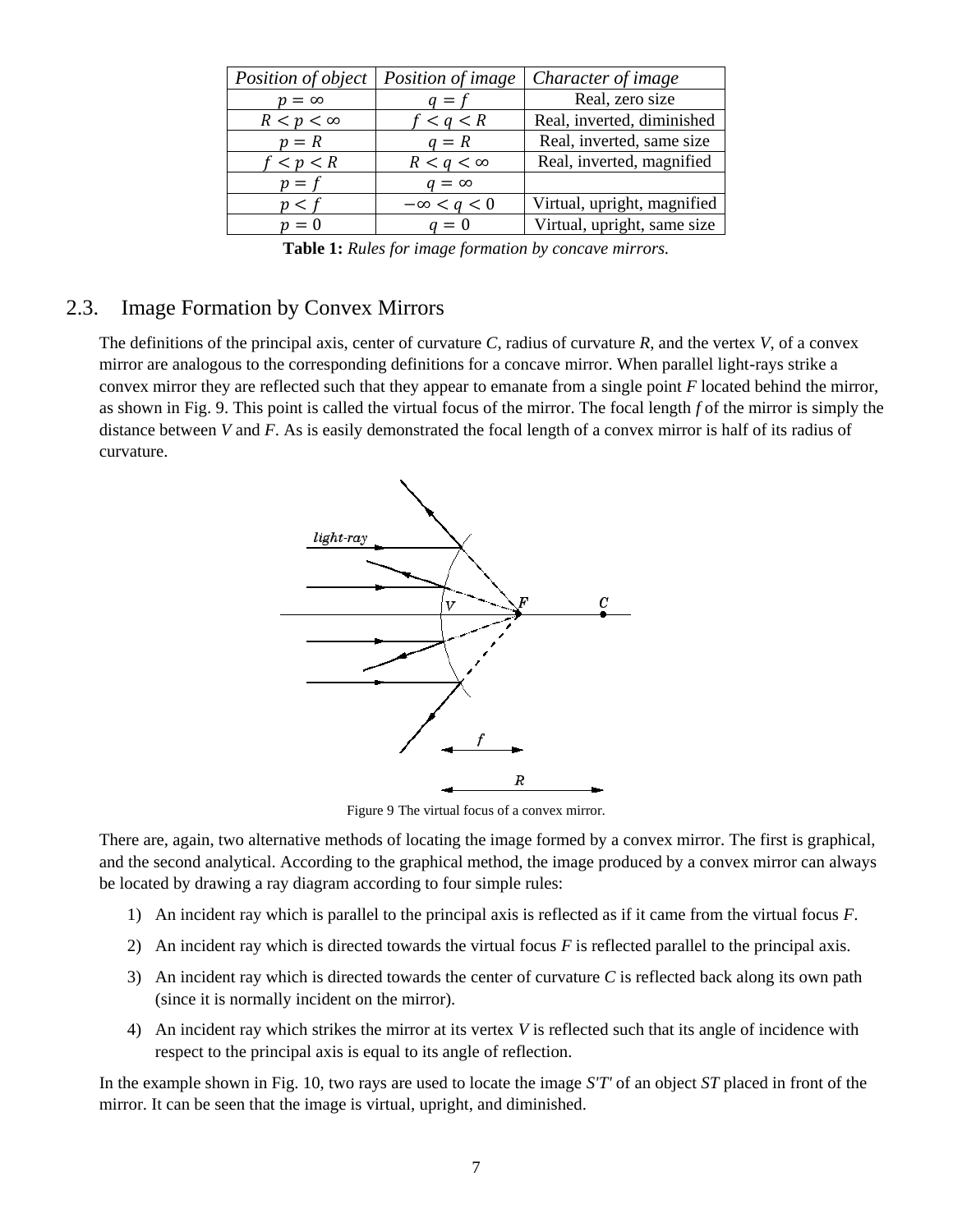| *Position of object* | *Position of image* | *Character of image* |
| --- | --- | --- |
| $p = \infty$ | $q = f$ | Real, zero size |
| $R < p < \infty$ | $f < q < R$ | Real, inverted, diminished |
| $p = R$ | $q = R$ | Real, inverted, same size |
| $f < p < R$ | $R < q < \infty$ | Real, inverted, magnified |
| $p = f$ | $q = \infty$ | |
| $p < f$ | $-\infty < q < 0$ | Virtual, upright, magnified |
| $p = 0$ | $q = 0$ | Virtual, upright, same size |

**Table 1:** *Rules for image formation by concave mirrors.*

## 2.3. Image Formation by Convex Mirrors

The definitions of the principal axis, center of curvature *C*, radius of curvature *R*, and the vertex *V*, of a convex mirror are analogous to the corresponding definitions for a concave mirror. When parallel light-rays strike a convex mirror they are reflected such that they appear to emanate from a single point *F* located behind the mirror, as shown in Fig. 9. This point is called the virtual focus of the mirror. The focal length *f* of the mirror is simply the distance between *V* and *F*. As is easily demonstrated the focal length of a convex mirror is half of its radius of curvature.

Figure 9 The virtual focus of a convex mirror.

There are, again, two alternative methods of locating the image formed by a convex mirror. The first is graphical, and the second analytical. According to the graphical method, the image produced by a convex mirror can always be located by drawing a ray diagram according to four simple rules:

1) An incident ray which is parallel to the principal axis is reflected as if it came from the virtual focus *F*.
2) An incident ray which is directed towards the virtual focus *F* is reflected parallel to the principal axis.
3) An incident ray which is directed towards the center of curvature *C* is reflected back along its own path (since it is normally incident on the mirror).
4) An incident ray which strikes the mirror at its vertex *V* is reflected such that its angle of incidence with respect to the principal axis is equal to its angle of reflection.

In the example shown in Fig. 10, two rays are used to locate the image *S'T'* of an object *ST* placed in front of the mirror. It can be seen that the image is virtual, upright, and diminished.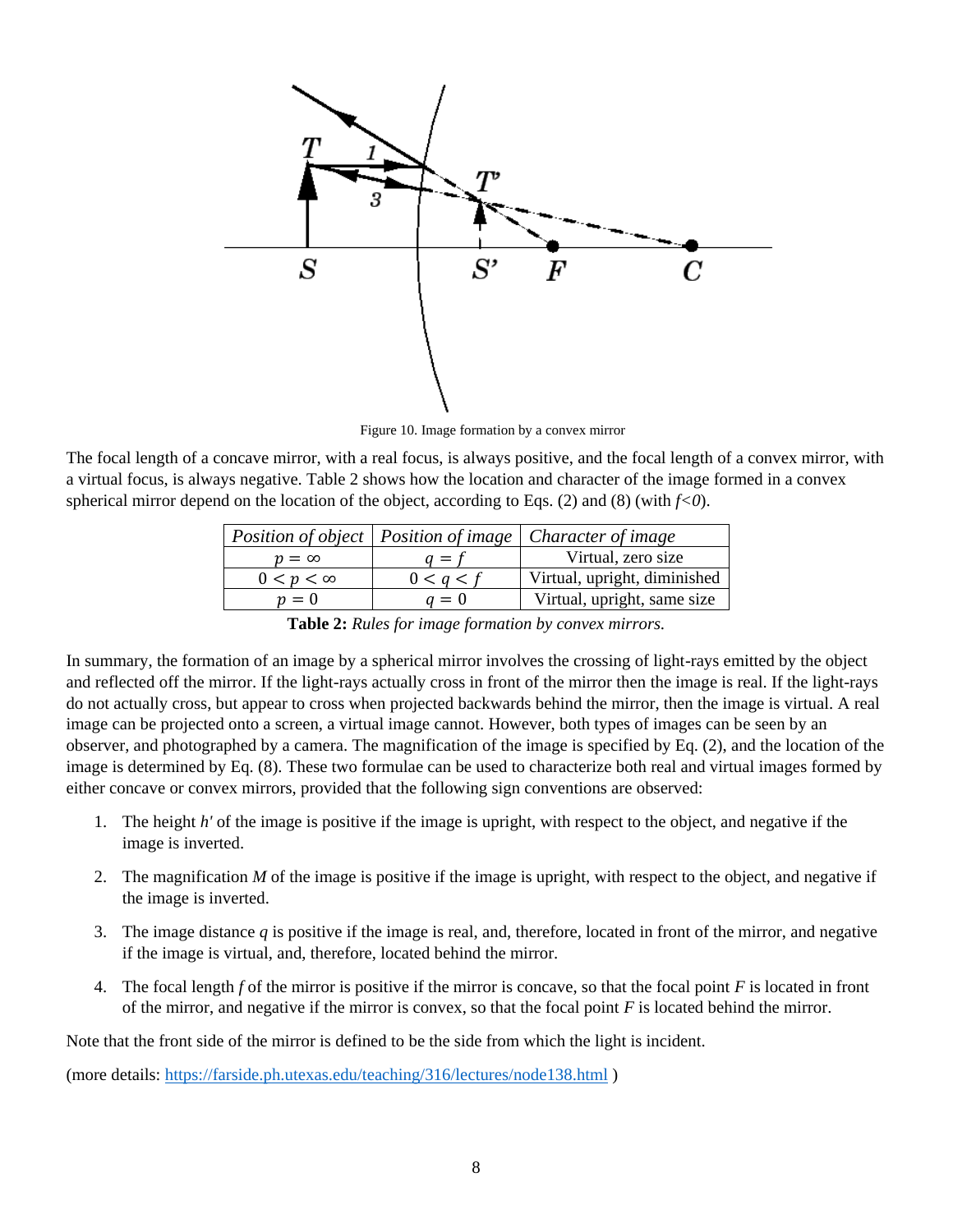Figure 10. Image formation by a convex mirror

The focal length of a concave mirror, with a real focus, is always positive, and the focal length of a convex mirror, with a virtual focus, is always negative. Table 2 shows how the location and character of the image formed in a convex spherical mirror depend on the location of the object, according to Eqs. (2) and (8) (with $f<0$).

| *Position of object* | *Position of image* | *Character of image* |
|---|---|---|
| $p = \infty$ | $q = f$ | Virtual, zero size |
| $0 < p < \infty$ | $0 < q < f$ | Virtual, upright, diminished |
| $p = 0$ | $q = 0$ | Virtual, upright, same size |

**Table 2:** *Rules for image formation by convex mirrors.*

In summary, the formation of an image by a spherical mirror involves the crossing of light-rays emitted by the object and reflected off the mirror. If the light-rays actually cross in front of the mirror then the image is real. If the light-rays do not actually cross, but appear to cross when projected backwards behind the mirror, then the image is virtual. A real image can be projected onto a screen, a virtual image cannot. However, both types of images can be seen by an observer, and photographed by a camera. The magnification of the image is specified by Eq. (2), and the location of the image is determined by Eq. (8). These two formulae can be used to characterize both real and virtual images formed by either concave or convex mirrors, provided that the following sign conventions are observed:

1. The height $h'$ of the image is positive if the image is upright, with respect to the object, and negative if the image is inverted.
2. The magnification $M$ of the image is positive if the image is upright, with respect to the object, and negative if the image is inverted.
3. The image distance $q$ is positive if the image is real, and, therefore, located in front of the mirror, and negative if the image is virtual, and, therefore, located behind the mirror.
4. The focal length $f$ of the mirror is positive if the mirror is concave, so that the focal point $F$ is located in front of the mirror, and negative if the mirror is convex, so that the focal point $F$ is located behind the mirror.

Note that the front side of the mirror is defined to be the side from which the light is incident.

(more details: https://farside.ph.utexas.edu/teaching/316/lectures/node138.html )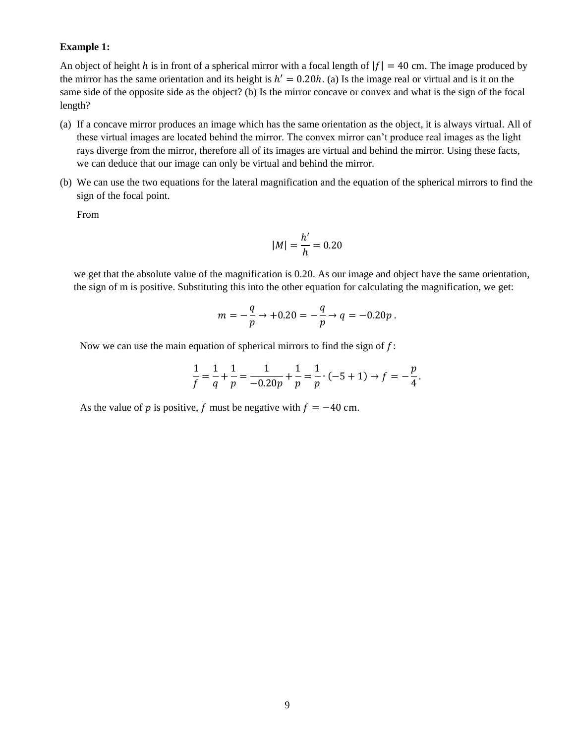**Example 1:**

An object of height $h$ is in front of a spherical mirror with a focal length of $|f| = 40$ cm. The image produced by the mirror has the same orientation and its height is $h' = 0.20h$. (a) Is the image real or virtual and is it on the same side of the opposite side as the object? (b) Is the mirror concave or convex and what is the sign of the focal length?

(a) If a concave mirror produces an image which has the same orientation as the object, it is always virtual. All of these virtual images are located behind the mirror. The convex mirror can't produce real images as the light rays diverge from the mirror, therefore all of its images are virtual and behind the mirror. Using these facts, we can deduce that our image can only be virtual and behind the mirror.

(b) We can use the two equations for the lateral magnification and the equation of the spherical mirrors to find the sign of the focal point.

From

$$|M| = \frac{h'}{h} = 0.20$$

we get that the absolute value of the magnification is 0.20. As our image and object have the same orientation, the sign of m is positive. Substituting this into the other equation for calculating the magnification, we get:

$$m = -\frac{q}{p} \rightarrow +0.20 = -\frac{q}{p} \rightarrow q = -0.20p\,.$$

Now we can use the main equation of spherical mirrors to find the sign of $f$:

$$\frac{1}{f} = \frac{1}{q} + \frac{1}{p} = \frac{1}{-0.20p} + \frac{1}{p} = \frac{1}{p} \cdot (-5 + 1) \rightarrow f = -\frac{p}{4}\,.$$

As the value of $p$ is positive, $f$ must be negative with $f = -40$ cm.